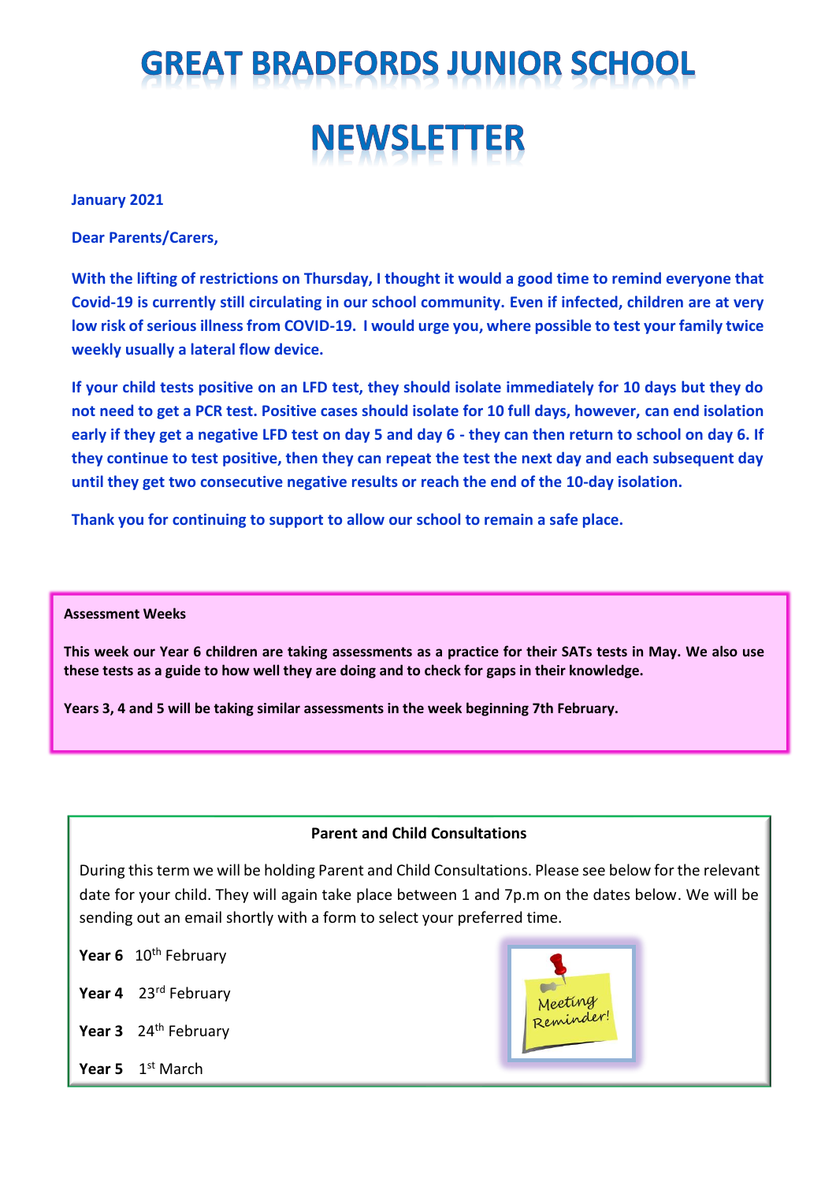# GREAT BRADFORDS JUNIOR SCHOOL

# NEWSLETTER

**January 2021**

**Dear Parents/Carers,**

**With the lifting of restrictions on Thursday, I thought it would a good time to remind everyone that Covid-19 is currently still circulating in our school community. Even if infected, children are at very low risk of serious illness from COVID-19. I would urge you, where possible to test your family twice weekly usually a lateral flow device.**

**If your child tests positive on an LFD test, they should isolate immediately for 10 days but they do not need to get a PCR test. Positive cases should isolate for 10 full days, however, can end isolation early if they get a negative LFD test on day 5 and day 6 - they can then return to school on day 6. If they continue to test positive, then they can repeat the test the next day and each subsequent day until they get two consecutive negative results or reach the end of the 10-day isolation.**

**Thank you for continuing to support to allow our school to remain a safe place.**

**Assessment Weeks**

**This week our Year 6 children are taking assessments as a practice for their SATs tests in May. We also use these tests as a guide to how well they are doing and to check for gaps in their knowledge.**

**Years 3, 4 and 5 will be taking similar assessments in the week beginning 7th February.**

**Parent and Child Consultations**

During this term we will be holding Parent and Child Consultations. Please see below for the relevant date for your child. They will again take place between 1 and 7p.m on the dates below. We will be sending out an email shortly with a form to select your preferred time.

**Year 6** 10th February

**Year 4** 23rd February

**Year 3** 24th February

**Year 5** 1st March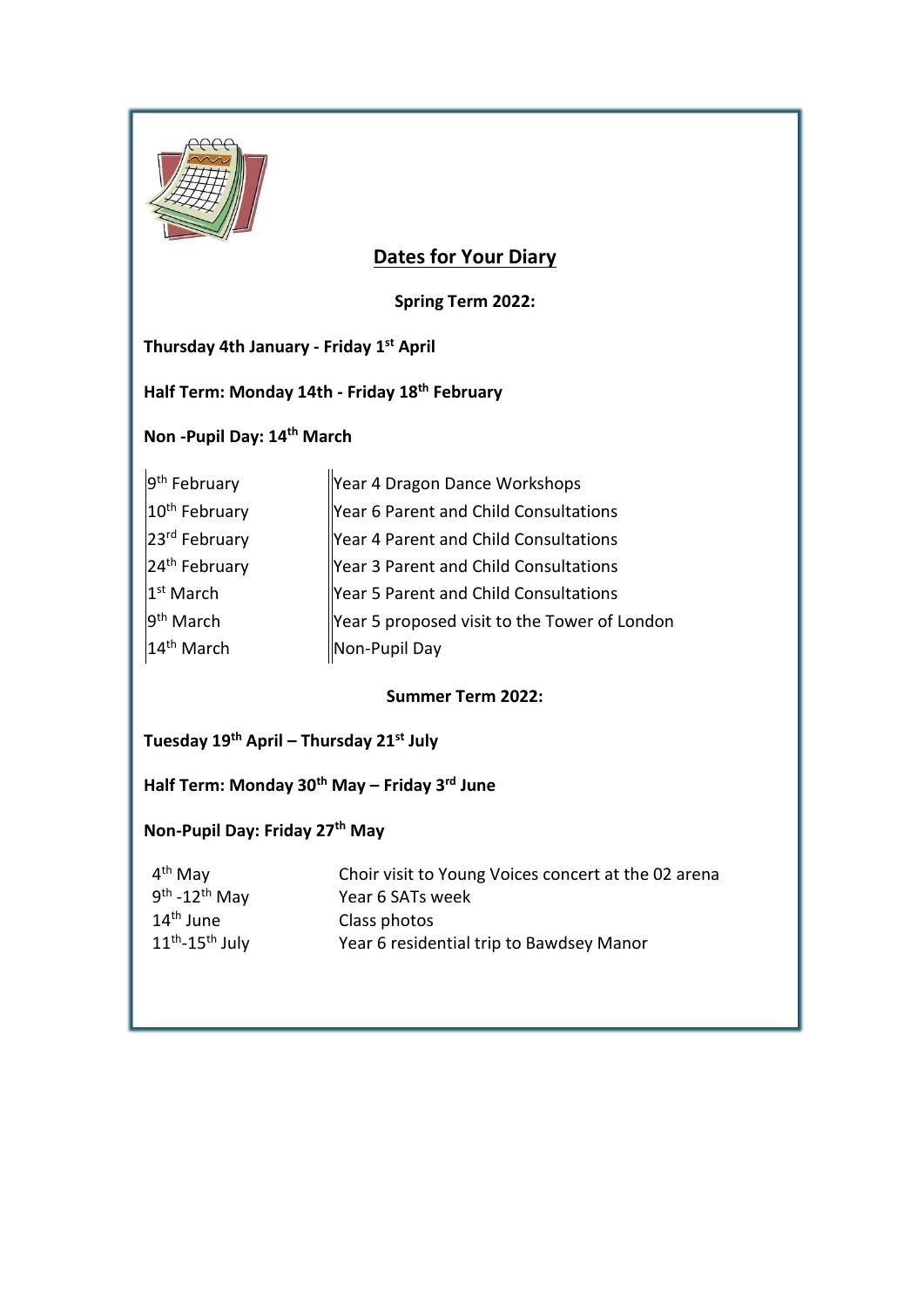## Dates for Your Diary

**Spring Term 2022:**

**Thursday 4th January - Friday 1st April**

**Half Term: Monday 14th - Friday 18th February**

**Non -Pupil Day: 14th March**

| | |
|---|---|
| 9th February | Year 4 Dragon Dance Workshops |
| 10th February | Year 6 Parent and Child Consultations |
| 23rd February | Year 4 Parent and Child Consultations |
| 24th February | Year 3 Parent and Child Consultations |
| 1st March | Year 5 Parent and Child Consultations |
| 9th March | Year 5 proposed visit to the Tower of London |
| 14th March | Non-Pupil Day |

**Summer Term 2022:**

**Tuesday 19th April – Thursday 21st July**

**Half Term: Monday 30th May – Friday 3rd June**

**Non-Pupil Day: Friday 27th May**

| | |
|---|---|
| 4th May | Choir visit to Young Voices concert at the 02 arena |
| 9th -12th May | Year 6 SATs week |
| 14th June | Class photos |
| 11th-15th July | Year 6 residential trip to Bawdsey Manor |